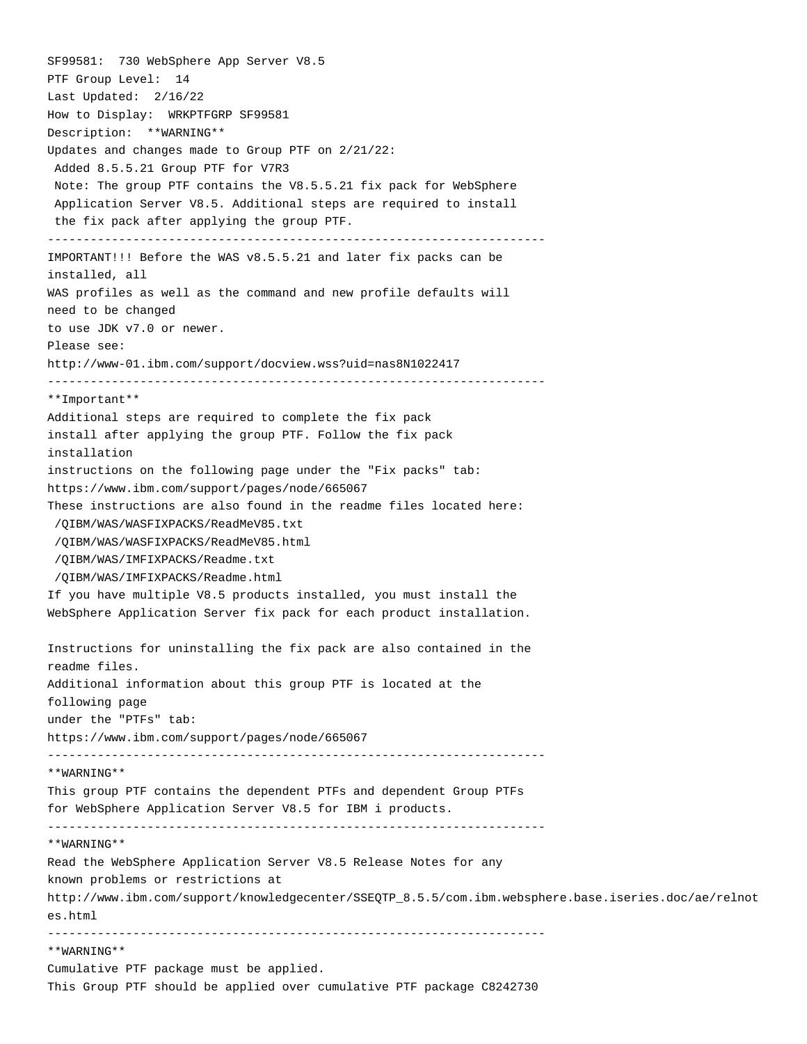SF99581: 730 WebSphere App Server V8.5
PTF Group Level: 14
Last Updated: 2/16/22
How to Display: WRKPTFGRP SF99581
Description: **WARNING**
Updates and changes made to Group PTF on 2/21/22:
 Added 8.5.5.21 Group PTF for V7R3
 Note: The group PTF contains the V8.5.5.21 fix pack for WebSphere
 Application Server V8.5. Additional steps are required to install
 the fix pack after applying the group PTF.

---

IMPORTANT!!! Before the WAS v8.5.5.21 and later fix packs can be
installed, all
WAS profiles as well as the command and new profile defaults will
need to be changed
to use JDK v7.0 or newer.
Please see:
http://www-01.ibm.com/support/docview.wss?uid=nas8N1022417

---

**Important**
Additional steps are required to complete the fix pack
install after applying the group PTF. Follow the fix pack
installation
instructions on the following page under the "Fix packs" tab:
https://www.ibm.com/support/pages/node/665067
These instructions are also found in the readme files located here:
 /QIBM/WAS/WASFIXPACKS/ReadMeV85.txt
 /QIBM/WAS/WASFIXPACKS/ReadMeV85.html
 /QIBM/WAS/IMFIXPACKS/Readme.txt
 /QIBM/WAS/IMFIXPACKS/Readme.html
If you have multiple V8.5 products installed, you must install the
WebSphere Application Server fix pack for each product installation.

Instructions for uninstalling the fix pack are also contained in the
readme files.
Additional information about this group PTF is located at the
following page
under the "PTFs" tab:
https://www.ibm.com/support/pages/node/665067

---

**WARNING**
This group PTF contains the dependent PTFs and dependent Group PTFs
for WebSphere Application Server V8.5 for IBM i products.

---

**WARNING**
Read the WebSphere Application Server V8.5 Release Notes for any
known problems or restrictions at
http://www.ibm.com/support/knowledgecenter/SSEQTP_8.5.5/com.ibm.websphere.base.iseries.doc/ae/relnotes.html

---

**WARNING**
Cumulative PTF package must be applied.
This Group PTF should be applied over cumulative PTF package C8242730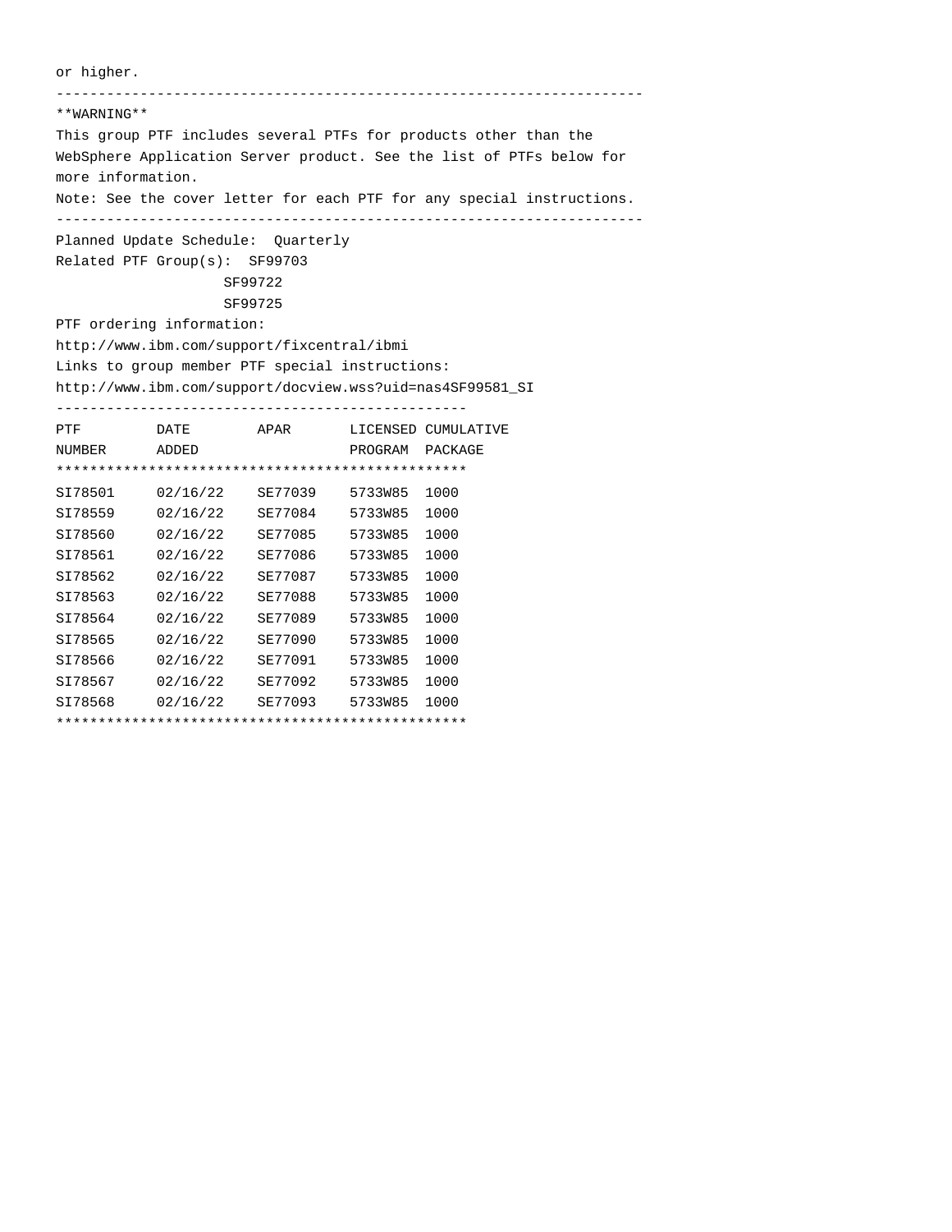or higher.

---

**WARNING**

This group PTF includes several PTFs for products other than the WebSphere Application Server product. See the list of PTFs below for more information.

Note: See the cover letter for each PTF for any special instructions.

---

Planned Update Schedule: Quarterly

Related PTF Group(s): SF99703
SF99722
SF99725

PTF ordering information:
http://www.ibm.com/support/fixcentral/ibmi

Links to group member PTF special instructions:
http://www.ibm.com/support/docview.wss?uid=nas4SF99581_SI

| PTF NUMBER | DATE ADDED | APAR | LICENSED PROGRAM | CUMULATIVE PACKAGE |
|---|---|---|---|---|
| SI78501 | 02/16/22 | SE77039 | 5733W85 | 1000 |
| SI78559 | 02/16/22 | SE77084 | 5733W85 | 1000 |
| SI78560 | 02/16/22 | SE77085 | 5733W85 | 1000 |
| SI78561 | 02/16/22 | SE77086 | 5733W85 | 1000 |
| SI78562 | 02/16/22 | SE77087 | 5733W85 | 1000 |
| SI78563 | 02/16/22 | SE77088 | 5733W85 | 1000 |
| SI78564 | 02/16/22 | SE77089 | 5733W85 | 1000 |
| SI78565 | 02/16/22 | SE77090 | 5733W85 | 1000 |
| SI78566 | 02/16/22 | SE77091 | 5733W85 | 1000 |
| SI78567 | 02/16/22 | SE77092 | 5733W85 | 1000 |
| SI78568 | 02/16/22 | SE77093 | 5733W85 | 1000 |